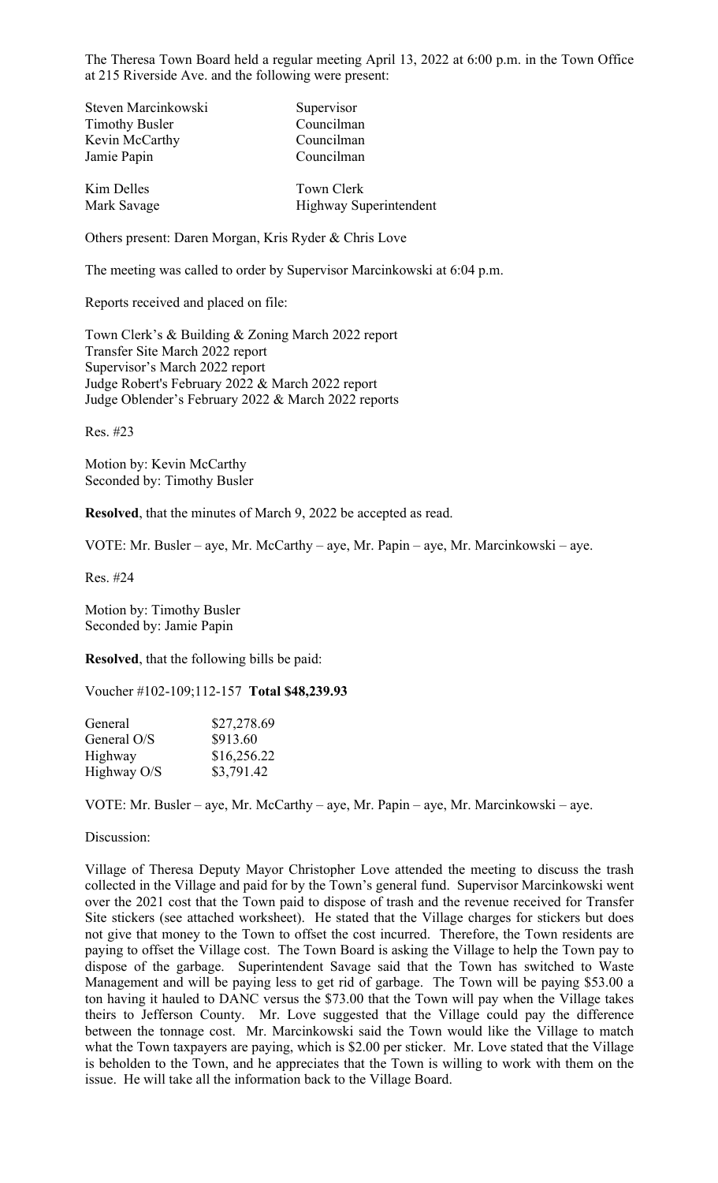The Theresa Town Board held a regular meeting April 13, 2022 at 6:00 p.m. in the Town Office at 215 Riverside Ave. and the following were present:

| | |
|---|---|
| Steven Marcinkowski | Supervisor |
| Timothy Busler | Councilman |
| Kevin McCarthy | Councilman |
| Jamie Papin | Councilman |
| Kim Delles | Town Clerk |
| Mark Savage | Highway Superintendent |

Others present: Daren Morgan, Kris Ryder & Chris Love

The meeting was called to order by Supervisor Marcinkowski at 6:04 p.m.

Reports received and placed on file:

Town Clerk's & Building & Zoning March 2022 report
Transfer Site March 2022 report
Supervisor's March 2022 report
Judge Robert's February 2022 & March 2022 report
Judge Oblender's February 2022 & March 2022 reports

Res. #23

Motion by: Kevin McCarthy
Seconded by: Timothy Busler

**Resolved**, that the minutes of March 9, 2022 be accepted as read.

VOTE: Mr. Busler – aye, Mr. McCarthy – aye, Mr. Papin – aye, Mr. Marcinkowski – aye.

Res. #24

Motion by: Timothy Busler
Seconded by: Jamie Papin

**Resolved**, that the following bills be paid:

Voucher #102-109;112-157 **Total $48,239.93**

| | |
|---|---|
| General | $27,278.69 |
| General O/S | $913.60 |
| Highway | $16,256.22 |
| Highway O/S | $3,791.42 |

VOTE: Mr. Busler – aye, Mr. McCarthy – aye, Mr. Papin – aye, Mr. Marcinkowski – aye.

Discussion:

Village of Theresa Deputy Mayor Christopher Love attended the meeting to discuss the trash collected in the Village and paid for by the Town's general fund. Supervisor Marcinkowski went over the 2021 cost that the Town paid to dispose of trash and the revenue received for Transfer Site stickers (see attached worksheet). He stated that the Village charges for stickers but does not give that money to the Town to offset the cost incurred. Therefore, the Town residents are paying to offset the Village cost. The Town Board is asking the Village to help the Town pay to dispose of the garbage. Superintendent Savage said that the Town has switched to Waste Management and will be paying less to get rid of garbage. The Town will be paying $53.00 a ton having it hauled to DANC versus the $73.00 that the Town will pay when the Village takes theirs to Jefferson County. Mr. Love suggested that the Village could pay the difference between the tonnage cost. Mr. Marcinkowski said the Town would like the Village to match what the Town taxpayers are paying, which is $2.00 per sticker. Mr. Love stated that the Village is beholden to the Town, and he appreciates that the Town is willing to work with them on the issue. He will take all the information back to the Village Board.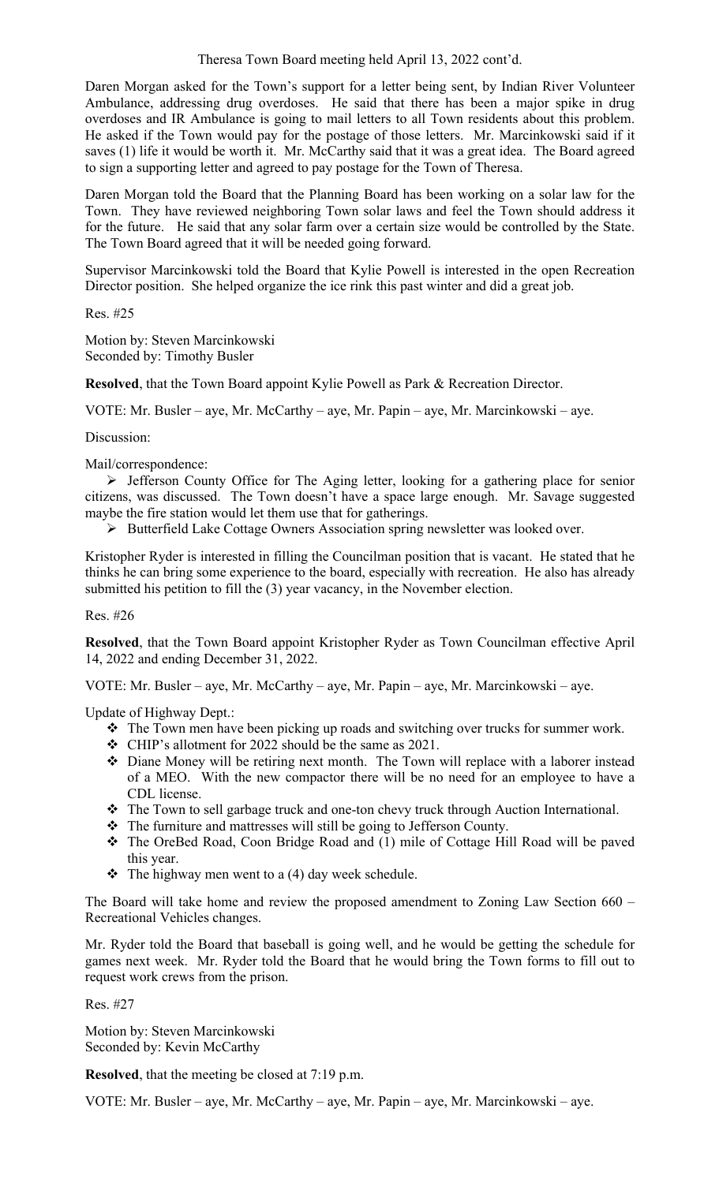Theresa Town Board meeting held April 13, 2022 cont'd.

Daren Morgan asked for the Town's support for a letter being sent, by Indian River Volunteer Ambulance, addressing drug overdoses. He said that there has been a major spike in drug overdoses and IR Ambulance is going to mail letters to all Town residents about this problem. He asked if the Town would pay for the postage of those letters. Mr. Marcinkowski said if it saves (1) life it would be worth it. Mr. McCarthy said that it was a great idea. The Board agreed to sign a supporting letter and agreed to pay postage for the Town of Theresa.

Daren Morgan told the Board that the Planning Board has been working on a solar law for the Town. They have reviewed neighboring Town solar laws and feel the Town should address it for the future. He said that any solar farm over a certain size would be controlled by the State. The Town Board agreed that it will be needed going forward.

Supervisor Marcinkowski told the Board that Kylie Powell is interested in the open Recreation Director position. She helped organize the ice rink this past winter and did a great job.

Res. #25

Motion by: Steven Marcinkowski
Seconded by: Timothy Busler

**Resolved**, that the Town Board appoint Kylie Powell as Park & Recreation Director.

VOTE: Mr. Busler – aye, Mr. McCarthy – aye, Mr. Papin – aye, Mr. Marcinkowski – aye.

Discussion:

Mail/correspondence:

- Jefferson County Office for The Aging letter, looking for a gathering place for senior citizens, was discussed. The Town doesn't have a space large enough. Mr. Savage suggested maybe the fire station would let them use that for gatherings.
- Butterfield Lake Cottage Owners Association spring newsletter was looked over.

Kristopher Ryder is interested in filling the Councilman position that is vacant. He stated that he thinks he can bring some experience to the board, especially with recreation. He also has already submitted his petition to fill the (3) year vacancy, in the November election.

Res. #26

**Resolved**, that the Town Board appoint Kristopher Ryder as Town Councilman effective April 14, 2022 and ending December 31, 2022.

VOTE: Mr. Busler – aye, Mr. McCarthy – aye, Mr. Papin – aye, Mr. Marcinkowski – aye.

Update of Highway Dept.:

- The Town men have been picking up roads and switching over trucks for summer work.
- CHIP's allotment for 2022 should be the same as 2021.
- Diane Money will be retiring next month. The Town will replace with a laborer instead of a MEO. With the new compactor there will be no need for an employee to have a CDL license.
- The Town to sell garbage truck and one-ton chevy truck through Auction International.
- The furniture and mattresses will still be going to Jefferson County.
- The OreBed Road, Coon Bridge Road and (1) mile of Cottage Hill Road will be paved this year.
- The highway men went to a (4) day week schedule.

The Board will take home and review the proposed amendment to Zoning Law Section 660 – Recreational Vehicles changes.

Mr. Ryder told the Board that baseball is going well, and he would be getting the schedule for games next week. Mr. Ryder told the Board that he would bring the Town forms to fill out to request work crews from the prison.

Res. #27

Motion by: Steven Marcinkowski
Seconded by: Kevin McCarthy

**Resolved**, that the meeting be closed at 7:19 p.m.

VOTE: Mr. Busler – aye, Mr. McCarthy – aye, Mr. Papin – aye, Mr. Marcinkowski – aye.